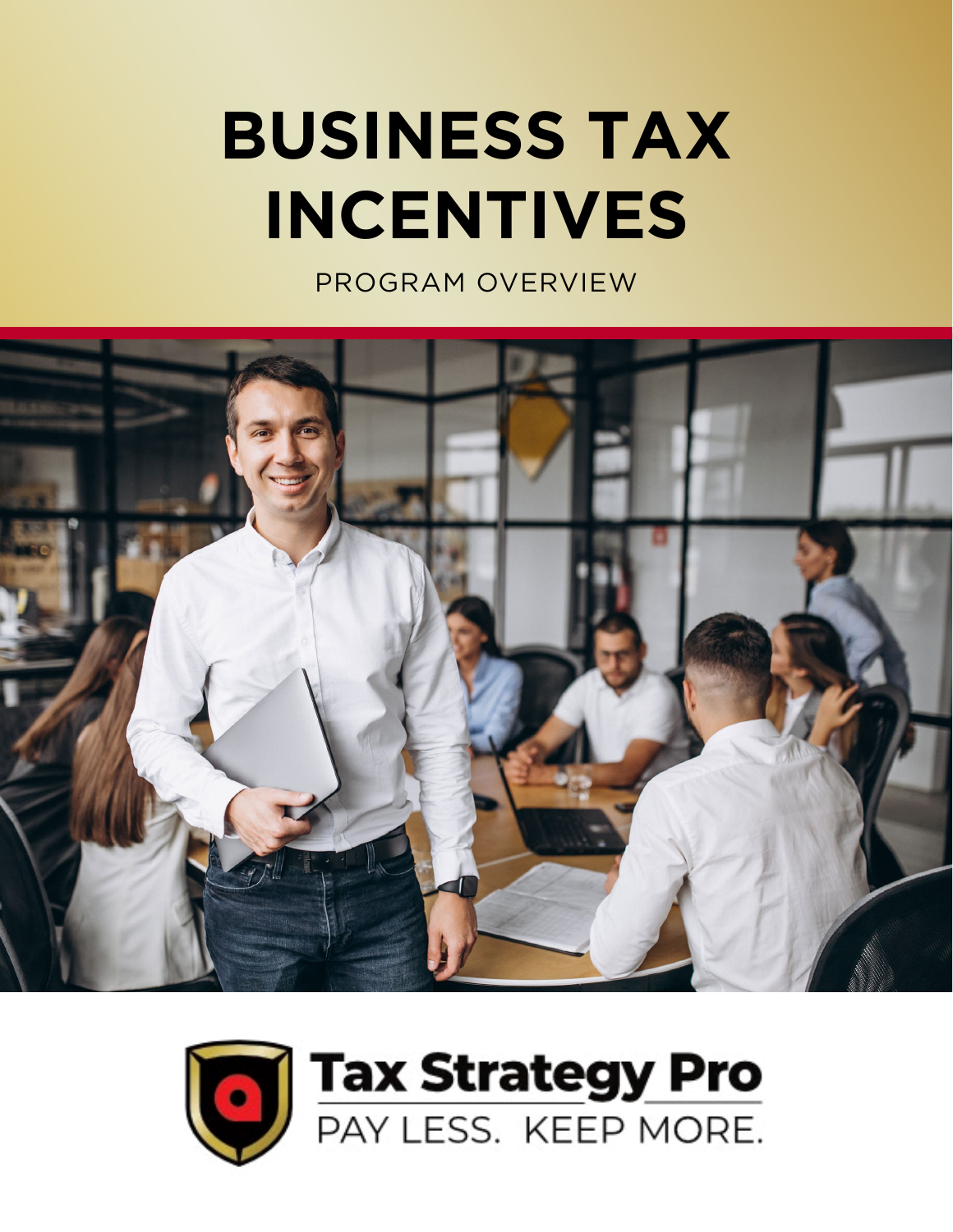# BUSINESS TAX INCENTIVES

PROGRAM OVERVIEW

Tax Strategy Pro

PAY LESS. KEEP MORE.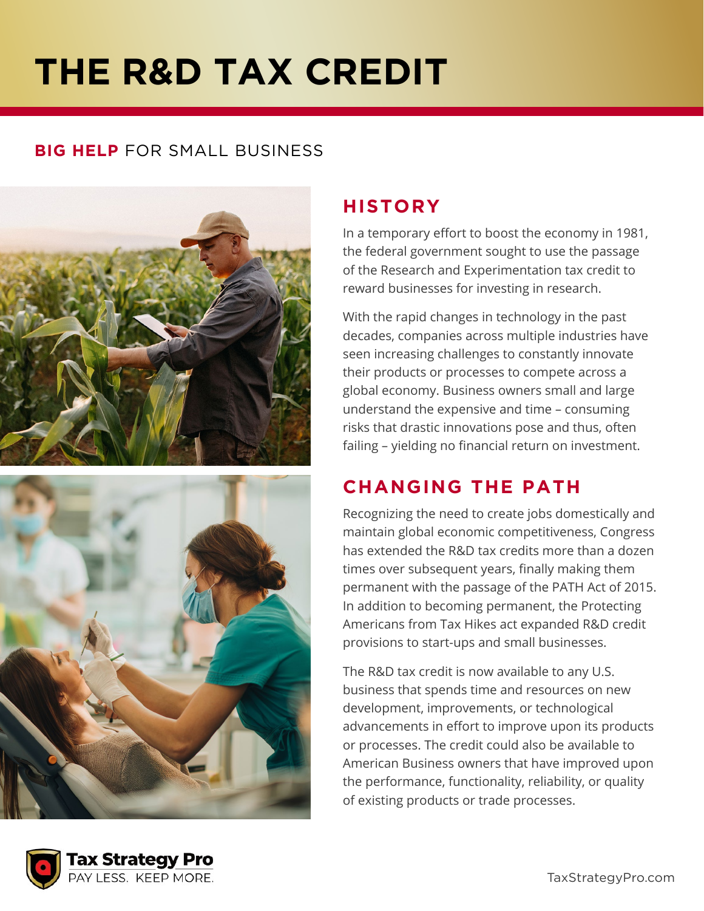# THE R&D TAX CREDIT

**BIG HELP** FOR SMALL BUSINESS

## HISTORY

In a temporary effort to boost the economy in 1981, the federal government sought to use the passage of the Research and Experimentation tax credit to reward businesses for investing in research.

With the rapid changes in technology in the past decades, companies across multiple industries have seen increasing challenges to constantly innovate their products or processes to compete across a global economy. Business owners small and large understand the expensive and time – consuming risks that drastic innovations pose and thus, often failing – yielding no financial return on investment.

## CHANGING THE PATH

Recognizing the need to create jobs domestically and maintain global economic competitiveness, Congress has extended the R&D tax credits more than a dozen times over subsequent years, finally making them permanent with the passage of the PATH Act of 2015. In addition to becoming permanent, the Protecting Americans from Tax Hikes act expanded R&D credit provisions to start-ups and small businesses.

The R&D tax credit is now available to any U.S. business that spends time and resources on new development, improvements, or technological advancements in effort to improve upon its products or processes. The credit could also be available to American Business owners that have improved upon the performance, functionality, reliability, or quality of existing products or trade processes.

Tax Strategy Pro
PAY LESS. KEEP MORE.

TaxStrategyPro.com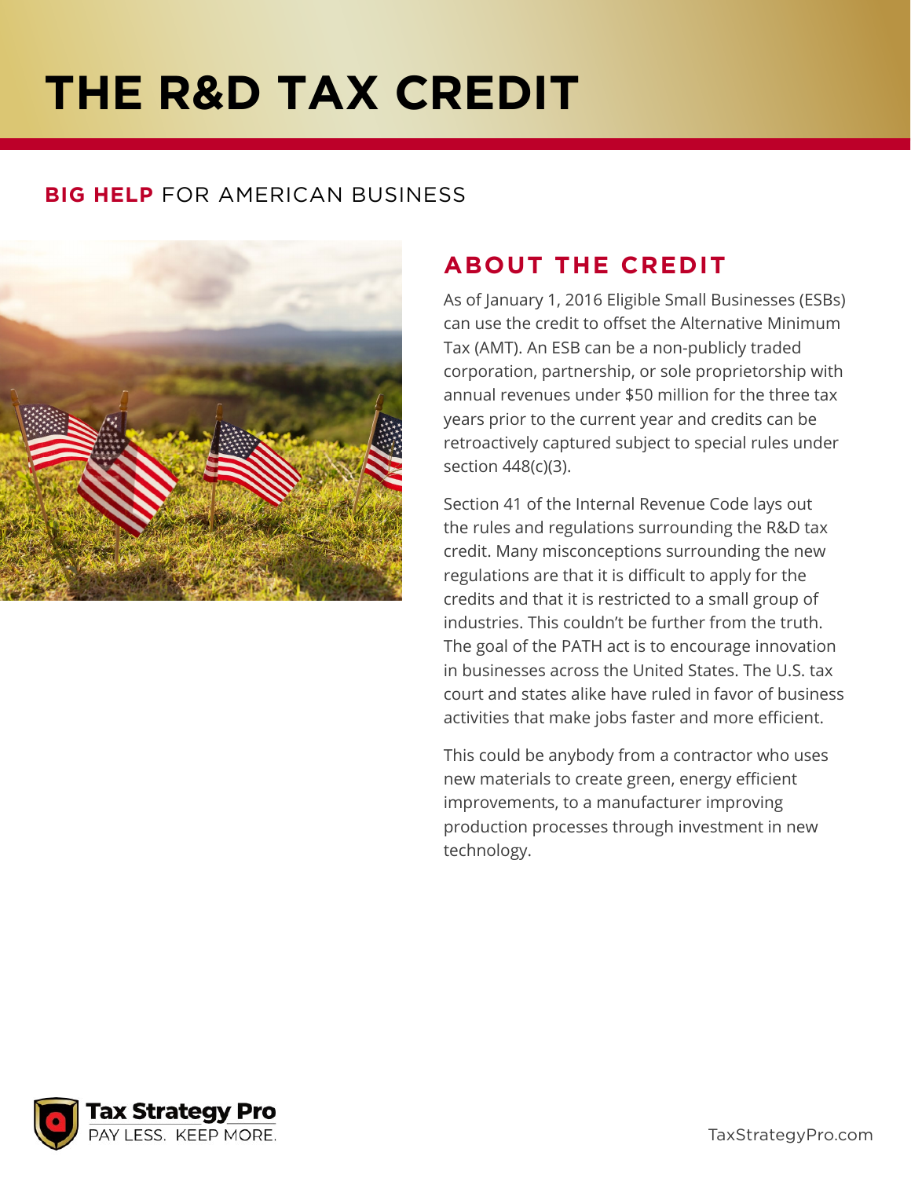# THE R&D TAX CREDIT

**BIG HELP** FOR AMERICAN BUSINESS

## ABOUT THE CREDIT

As of January 1, 2016 Eligible Small Businesses (ESBs) can use the credit to offset the Alternative Minimum Tax (AMT). An ESB can be a non-publicly traded corporation, partnership, or sole proprietorship with annual revenues under $50 million for the three tax years prior to the current year and credits can be retroactively captured subject to special rules under section 448(c)(3).

Section 41 of the Internal Revenue Code lays out the rules and regulations surrounding the R&D tax credit. Many misconceptions surrounding the new regulations are that it is difficult to apply for the credits and that it is restricted to a small group of industries. This couldn't be further from the truth. The goal of the PATH act is to encourage innovation in businesses across the United States. The U.S. tax court and states alike have ruled in favor of business activities that make jobs faster and more efficient.

This could be anybody from a contractor who uses new materials to create green, energy efficient improvements, to a manufacturer improving production processes through investment in new technology.

Tax Strategy Pro
PAY LESS. KEEP MORE.

TaxStrategyPro.com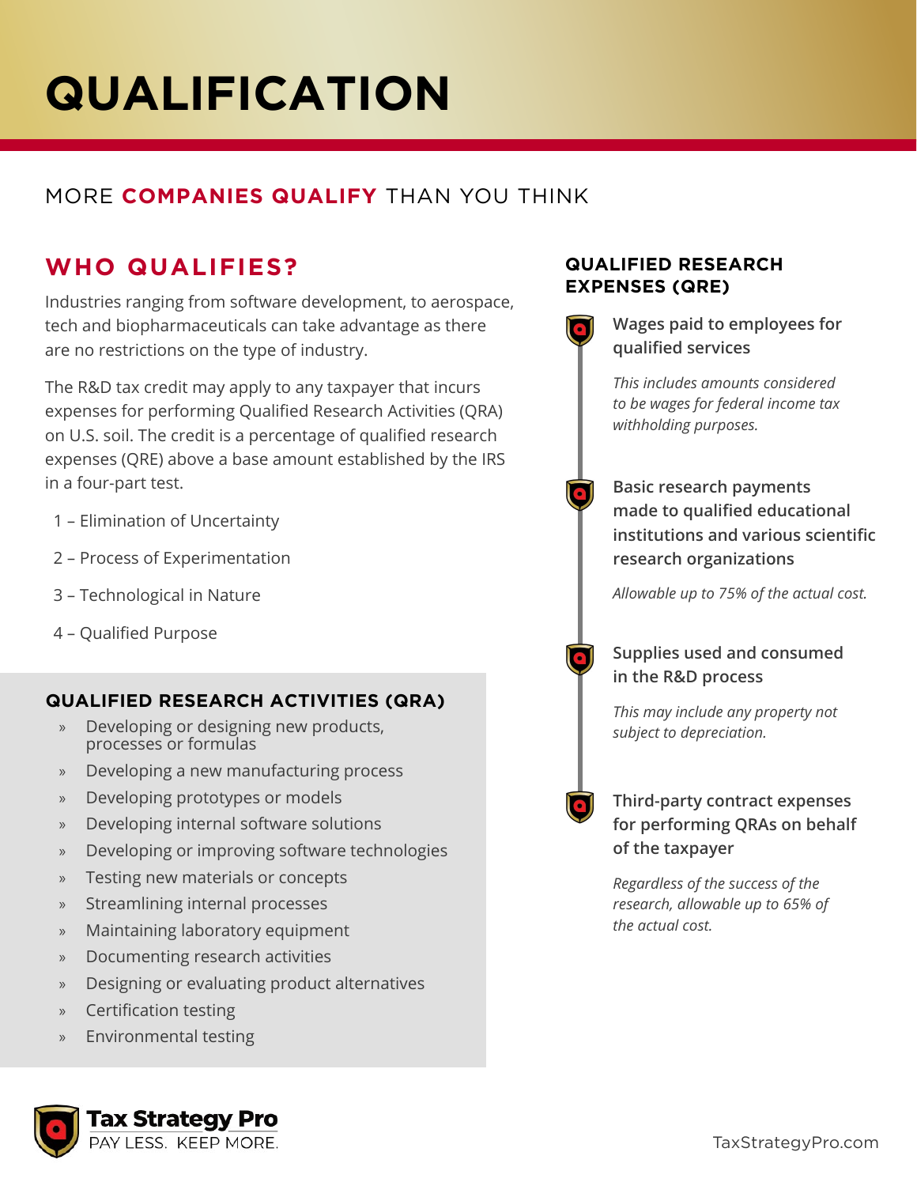# QUALIFICATION

MORE **COMPANIES QUALIFY** THAN YOU THINK

## WHO QUALIFIES?

Industries ranging from software development, to aerospace, tech and biopharmaceuticals can take advantage as there are no restrictions on the type of industry.

The R&D tax credit may apply to any taxpayer that incurs expenses for performing Qualified Research Activities (QRA) on U.S. soil. The credit is a percentage of qualified research expenses (QRE) above a base amount established by the IRS in a four-part test.

1 – Elimination of Uncertainty

2 – Process of Experimentation

3 – Technological in Nature

4 – Qualified Purpose

### QUALIFIED RESEARCH ACTIVITIES (QRA)

- Developing or designing new products, processes or formulas
- Developing a new manufacturing process
- Developing prototypes or models
- Developing internal software solutions
- Developing or improving software technologies
- Testing new materials or concepts
- Streamlining internal processes
- Maintaining laboratory equipment
- Documenting research activities
- Designing or evaluating product alternatives
- Certification testing
- Environmental testing

### QUALIFIED RESEARCH EXPENSES (QRE)

**Wages paid to employees for qualified services**

*This includes amounts considered to be wages for federal income tax withholding purposes.*

**Basic research payments made to qualified educational institutions and various scientific research organizations**

*Allowable up to 75% of the actual cost.*

**Supplies used and consumed in the R&D process**

*This may include any property not subject to depreciation.*

**Third-party contract expenses for performing QRAs on behalf of the taxpayer**

*Regardless of the success of the research, allowable up to 65% of the actual cost.*

**Tax Strategy Pro**
PAY LESS. KEEP MORE.

TaxStrategyPro.com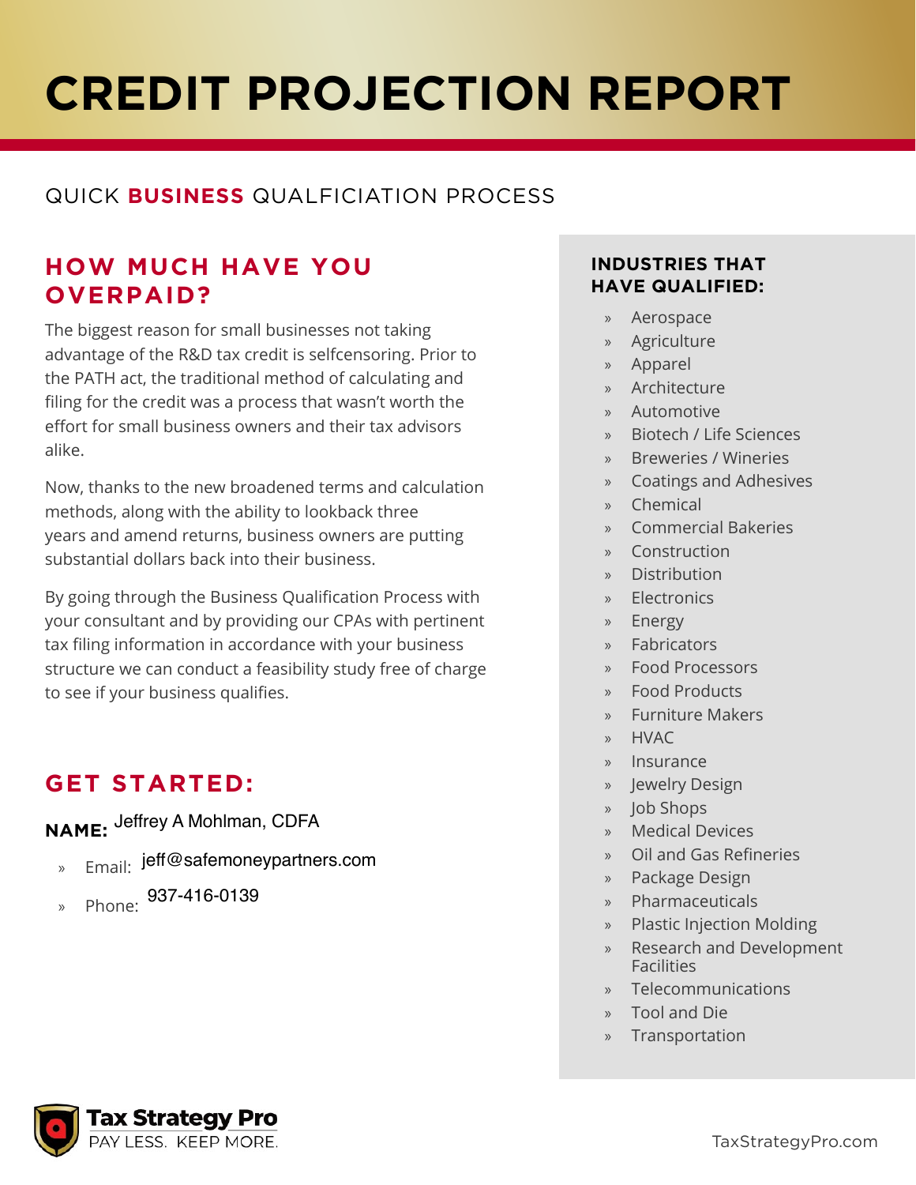# CREDIT PROJECTION REPORT

QUICK **BUSINESS** QUALFICIATION PROCESS

## HOW MUCH HAVE YOU OVERPAID?

The biggest reason for small businesses not taking advantage of the R&D tax credit is selfcensoring. Prior to the PATH act, the traditional method of calculating and filing for the credit was a process that wasn't worth the effort for small business owners and their tax advisors alike.

Now, thanks to the new broadened terms and calculation methods, along with the ability to lookback three years and amend returns, business owners are putting substantial dollars back into their business.

By going through the Business Qualification Process with your consultant and by providing our CPAs with pertinent tax filing information in accordance with your business structure we can conduct a feasibility study free of charge to see if your business qualifies.

## GET STARTED:

**NAME:** Jeffrey A Mohlman, CDFA

- Email: jeff@safemoneypartners.com
- Phone: 937-416-0139

### INDUSTRIES THAT HAVE QUALIFIED:

- Aerospace
- Agriculture
- Apparel
- Architecture
- Automotive
- Biotech / Life Sciences
- Breweries / Wineries
- Coatings and Adhesives
- Chemical
- Commercial Bakeries
- Construction
- Distribution
- Electronics
- Energy
- Fabricators
- Food Processors
- Food Products
- Furniture Makers
- HVAC
- Insurance
- Jewelry Design
- Job Shops
- Medical Devices
- Oil and Gas Refineries
- Package Design
- Pharmaceuticals
- Plastic Injection Molding
- Research and Development Facilities
- Telecommunications
- Tool and Die
- Transportation

Tax Strategy Pro
PAY LESS. KEEP MORE.

TaxStrategyPro.com